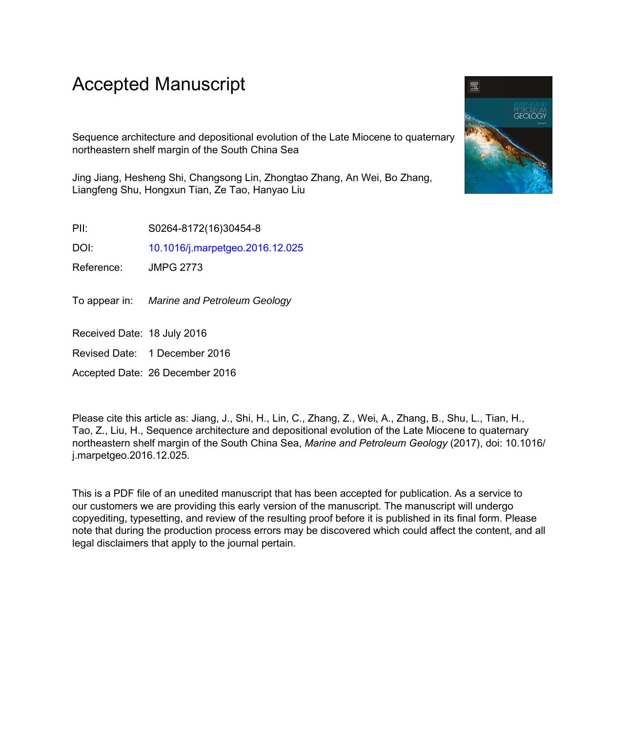# Accepted Manuscript

Sequence architecture and depositional evolution of the Late Miocene to quaternary northeastern shelf margin of the South China Sea

Jing Jiang, Hesheng Shi, Changsong Lin, Zhongtao Zhang, An Wei, Bo Zhang, Liangfeng Shu, Hongxun Tian, Ze Tao, Hanyao Liu

PII: S0264-8172(16)30454-8

DOI: 10.1016/j.marpetgeo.2016.12.025

Reference: JMPG 2773

To appear in: *Marine and Petroleum Geology*

Received Date: 18 July 2016

Revised Date: 1 December 2016

Accepted Date: 26 December 2016

Please cite this article as: Jiang, J., Shi, H., Lin, C., Zhang, Z., Wei, A., Zhang, B., Shu, L., Tian, H., Tao, Z., Liu, H., Sequence architecture and depositional evolution of the Late Miocene to quaternary northeastern shelf margin of the South China Sea, *Marine and Petroleum Geology* (2017), doi: 10.1016/j.marpetgeo.2016.12.025.

This is a PDF file of an unedited manuscript that has been accepted for publication. As a service to our customers we are providing this early version of the manuscript. The manuscript will undergo copyediting, typesetting, and review of the resulting proof before it is published in its final form. Please note that during the production process errors may be discovered which could affect the content, and all legal disclaimers that apply to the journal pertain.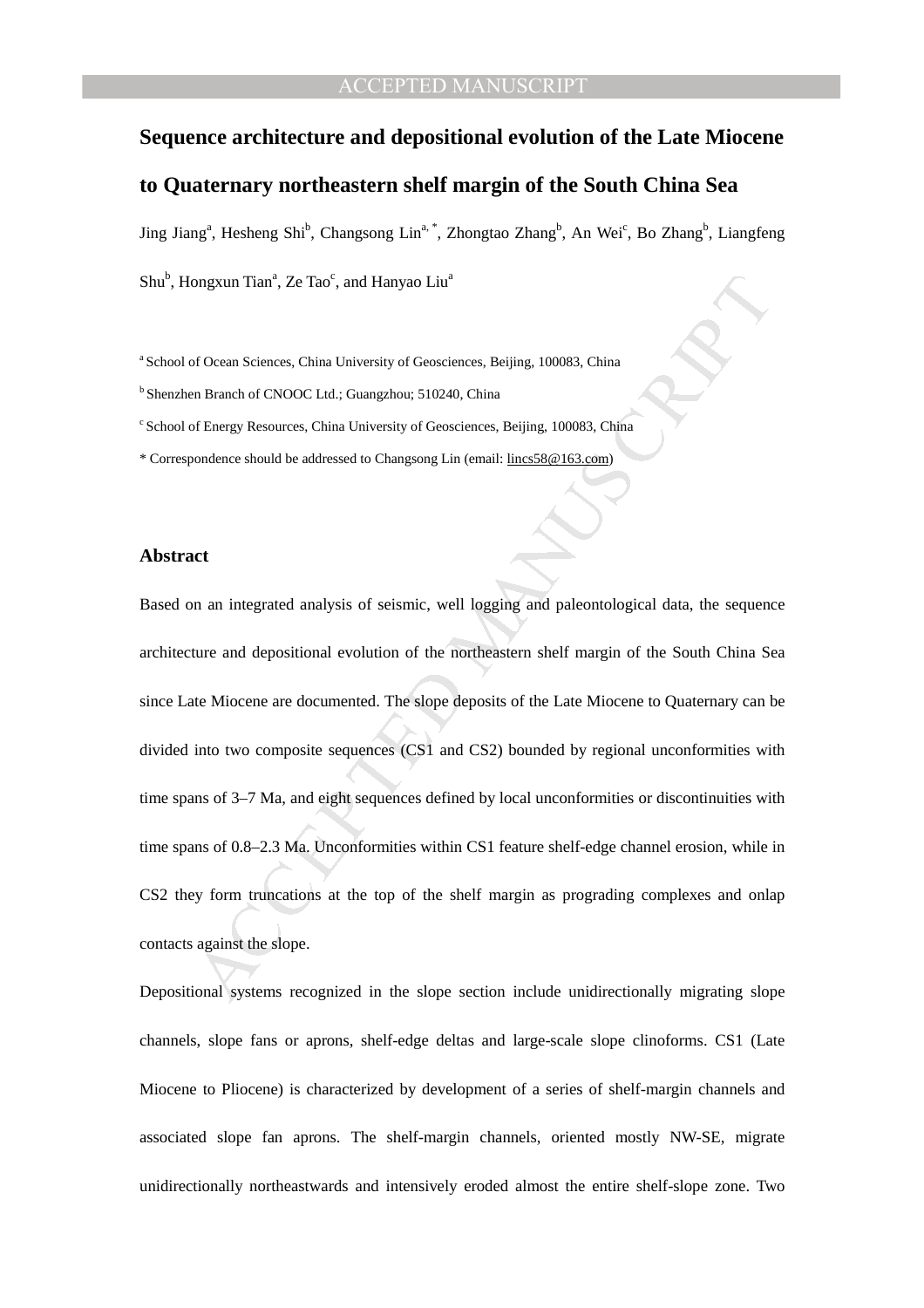# Sequence architecture and depositional evolution of the Late Miocene to Quaternary northeastern shelf margin of the South China Sea

Jing Jiang[a], Hesheng Shi[b], Changsong Lin[a, *], Zhongtao Zhang[b], An Wei[c], Bo Zhang[b], Liangfeng Shu[b], Hongxun Tian[a], Ze Tao[c], and Hanyao Liu[a]

[a] School of Ocean Sciences, China University of Geosciences, Beijing, 100083, China

[b] Shenzhen Branch of CNOOC Ltd.; Guangzhou; 510240, China

[c] School of Energy Resources, China University of Geosciences, Beijing, 100083, China

* Correspondence should be addressed to Changsong Lin (email: lincs58@163.com)

## Abstract

Based on an integrated analysis of seismic, well logging and paleontological data, the sequence architecture and depositional evolution of the northeastern shelf margin of the South China Sea since Late Miocene are documented. The slope deposits of the Late Miocene to Quaternary can be divided into two composite sequences (CS1 and CS2) bounded by regional unconformities with time spans of 3–7 Ma, and eight sequences defined by local unconformities or discontinuities with time spans of 0.8–2.3 Ma. Unconformities within CS1 feature shelf-edge channel erosion, while in CS2 they form truncations at the top of the shelf margin as prograding complexes and onlap contacts against the slope.

Depositional systems recognized in the slope section include unidirectionally migrating slope channels, slope fans or aprons, shelf-edge deltas and large-scale slope clinoforms. CS1 (Late Miocene to Pliocene) is characterized by development of a series of shelf-margin channels and associated slope fan aprons. The shelf-margin channels, oriented mostly NW-SE, migrate unidirectionally northeastwards and intensively eroded almost the entire shelf-slope zone. Two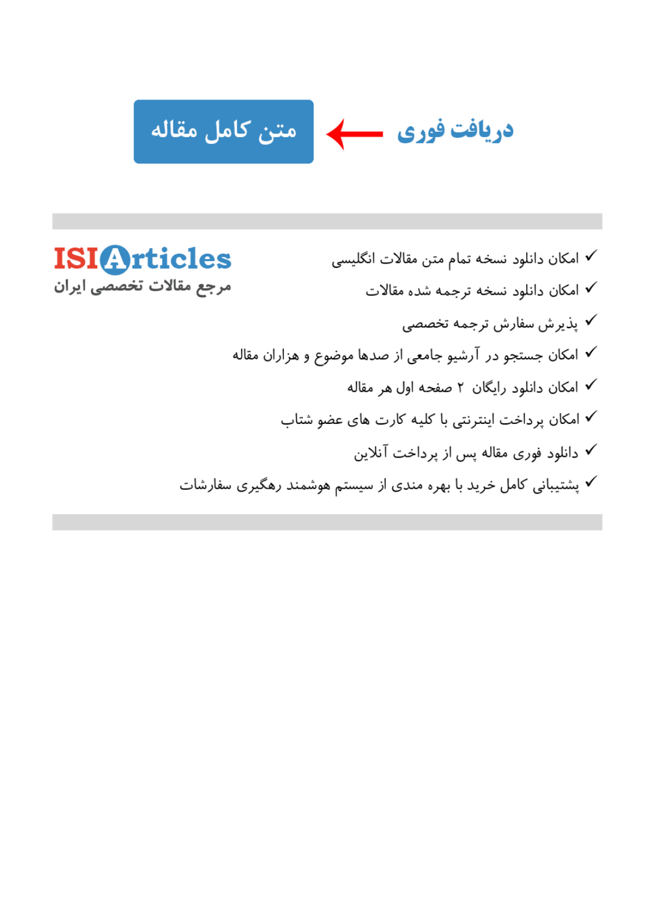دریافت فوری ← **متن کامل مقاله**

**ISIArticles**
مرجع مقالات تخصصی ایران

- ✓ امکان دانلود نسخه تمام متن مقالات انگلیسی
- ✓ امکان دانلود نسخه ترجمه شده مقالات
- ✓ پذیرش سفارش ترجمه تخصصی
- ✓ امکان جستجو در آرشیو جامعی از صدها موضوع و هزاران مقاله
- ✓ امکان دانلود رایگان ۲ صفحه اول هر مقاله
- ✓ امکان پرداخت اینترنتی با کلیه کارت های عضو شتاب
- ✓ دانلود فوری مقاله پس از پرداخت آنلاین
- ✓ پشتیبانی کامل خرید با بهره مندی از سیستم هوشمند رهگیری سفارشات